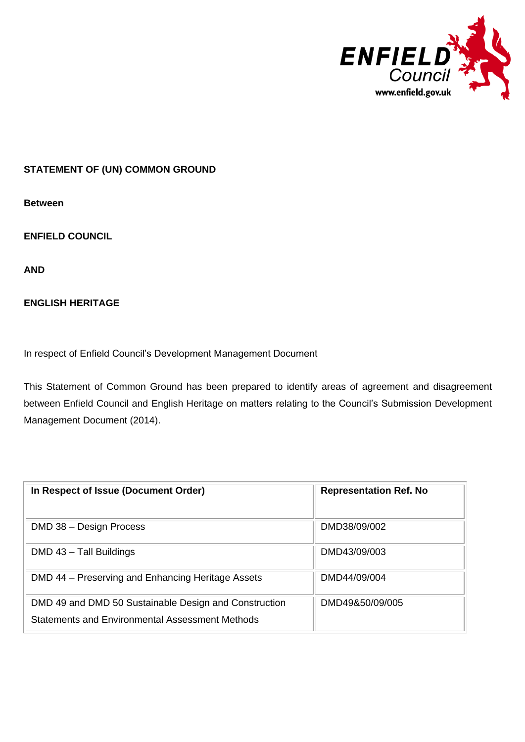**STATEMENT OF (UN) COMMON GROUND**

**Between**

**ENFIELD COUNCIL**

**AND**

**ENGLISH HERITAGE**

In respect of Enfield Council's Development Management Document

This Statement of Common Ground has been prepared to identify areas of agreement and disagreement between Enfield Council and English Heritage on matters relating to the Council's Submission Development Management Document (2014).

| In Respect of Issue (Document Order) | Representation Ref. No |
|---|---|
| DMD 38 – Design Process | DMD38/09/002 |
| DMD 43 – Tall Buildings | DMD43/09/003 |
| DMD 44 – Preserving and Enhancing Heritage Assets | DMD44/09/004 |
| DMD 49 and DMD 50 Sustainable Design and Construction Statements and Environmental Assessment Methods | DMD49&50/09/005 |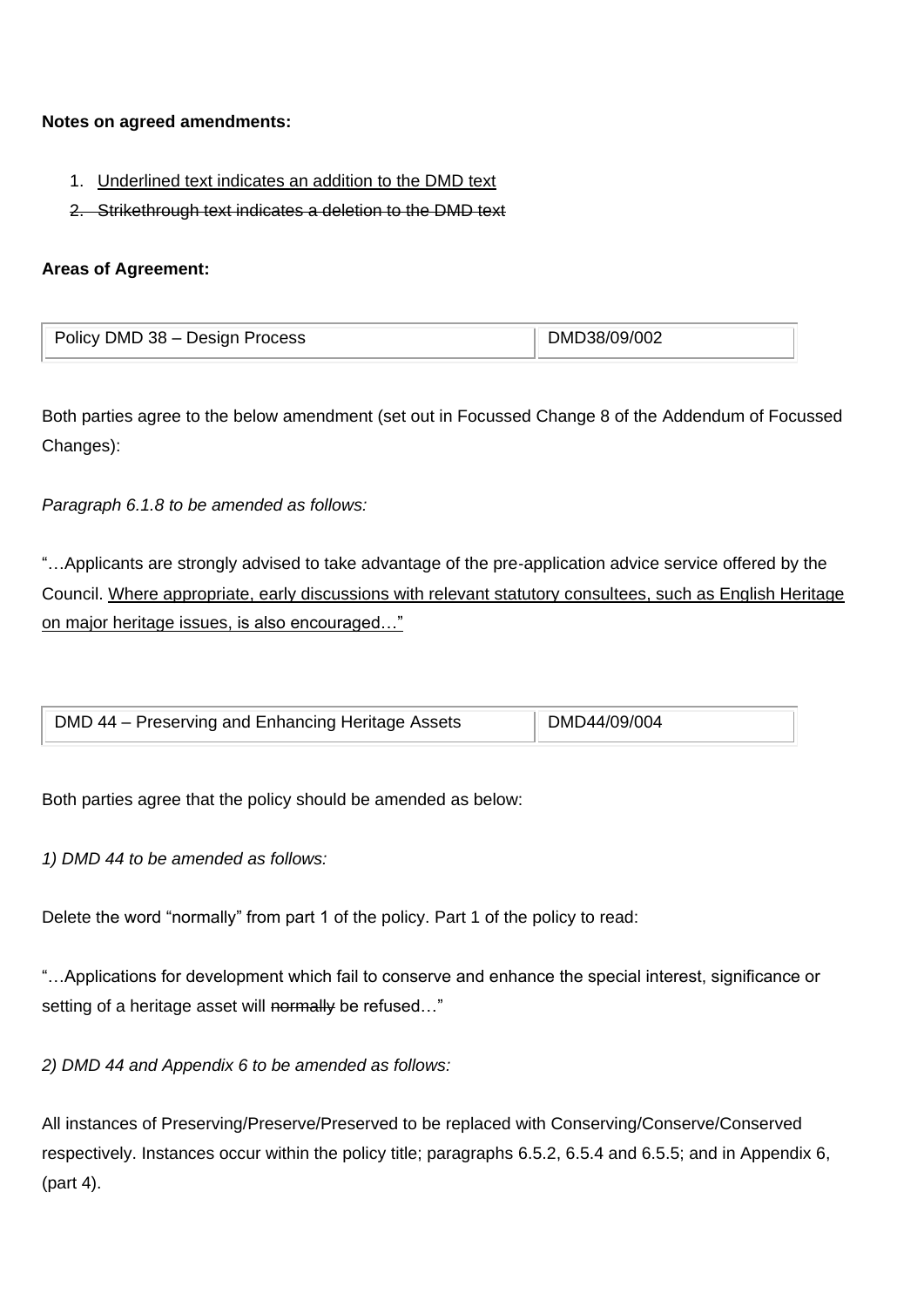**Notes on agreed amendments:**

1. <u>Underlined text indicates an addition to the DMD text</u>
2. ~~Strikethrough text indicates a deletion to the DMD text~~

**Areas of Agreement:**

| Policy DMD 38 – Design Process | DMD38/09/002 |
|---|---|

Both parties agree to the below amendment (set out in Focussed Change 8 of the Addendum of Focussed Changes):

*Paragraph 6.1.8 to be amended as follows:*

"…Applicants are strongly advised to take advantage of the pre-application advice service offered by the Council. <u>Where appropriate, early discussions with relevant statutory consultees, such as English Heritage on major heritage issues, is also encouraged…"</u>

| DMD 44 – Preserving and Enhancing Heritage Assets | DMD44/09/004 |
|---|---|

Both parties agree that the policy should be amended as below:

*1) DMD 44 to be amended as follows:*

Delete the word "normally" from part 1 of the policy. Part 1 of the policy to read:

"…Applications for development which fail to conserve and enhance the special interest, significance or setting of a heritage asset will ~~normally~~ be refused…"

*2) DMD 44 and Appendix 6 to be amended as follows:*

All instances of Preserving/Preserve/Preserved to be replaced with Conserving/Conserve/Conserved respectively. Instances occur within the policy title; paragraphs 6.5.2, 6.5.4 and 6.5.5; and in Appendix 6, (part 4).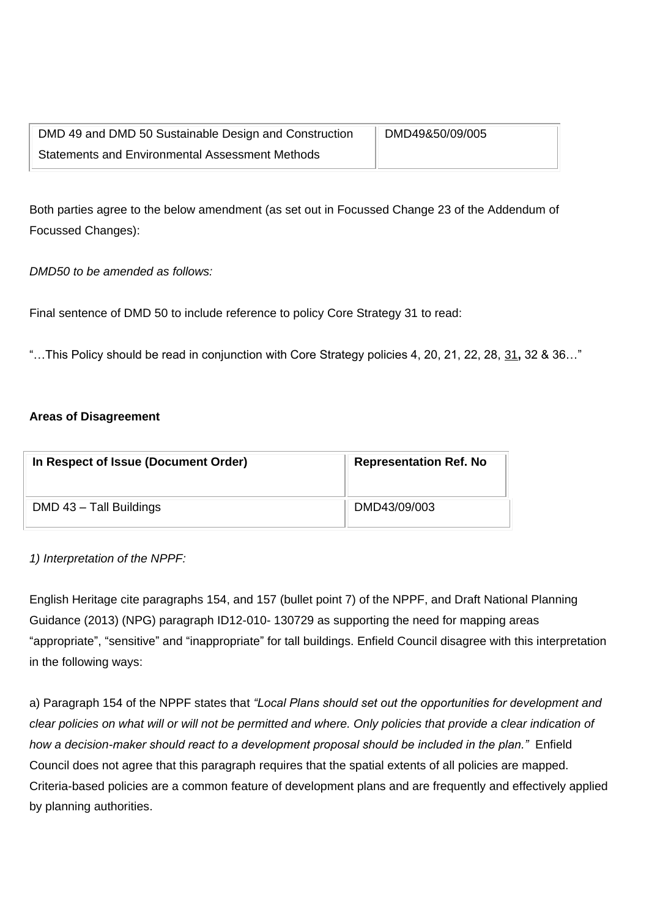| DMD 49 and DMD 50 Sustainable Design and Construction Statements and Environmental Assessment Methods | DMD49&50/09/005 |
|---|---|

Both parties agree to the below amendment (as set out in Focussed Change 23 of the Addendum of Focussed Changes):

*DMD50 to be amended as follows:*

Final sentence of DMD 50 to include reference to policy Core Strategy 31 to read:

"…This Policy should be read in conjunction with Core Strategy policies 4, 20, 21, 22, 28, <u>31</u>**,** 32 & 36…"

**Areas of Disagreement**

| **In Respect of Issue (Document Order)** | **Representation Ref. No** |
|---|---|
| DMD 43 – Tall Buildings | DMD43/09/003 |

*1) Interpretation of the NPPF:*

English Heritage cite paragraphs 154, and 157 (bullet point 7) of the NPPF, and Draft National Planning Guidance (2013) (NPG) paragraph ID12-010- 130729 as supporting the need for mapping areas "appropriate", "sensitive" and "inappropriate" for tall buildings. Enfield Council disagree with this interpretation in the following ways:

a) Paragraph 154 of the NPPF states that *"Local Plans should set out the opportunities for development and clear policies on what will or will not be permitted and where. Only policies that provide a clear indication of how a decision-maker should react to a development proposal should be included in the plan."* Enfield Council does not agree that this paragraph requires that the spatial extents of all policies are mapped. Criteria-based policies are a common feature of development plans and are frequently and effectively applied by planning authorities.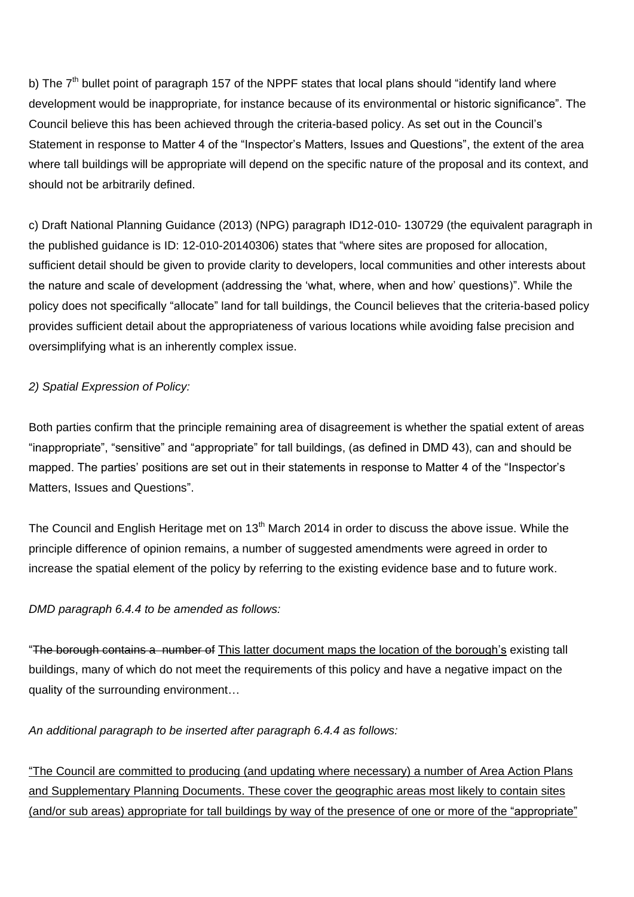b) The 7th bullet point of paragraph 157 of the NPPF states that local plans should "identify land where development would be inappropriate, for instance because of its environmental or historic significance". The Council believe this has been achieved through the criteria-based policy. As set out in the Council's Statement in response to Matter 4 of the "Inspector's Matters, Issues and Questions", the extent of the area where tall buildings will be appropriate will depend on the specific nature of the proposal and its context, and should not be arbitrarily defined.

c) Draft National Planning Guidance (2013) (NPG) paragraph ID12-010- 130729 (the equivalent paragraph in the published guidance is ID: 12-010-20140306) states that "where sites are proposed for allocation, sufficient detail should be given to provide clarity to developers, local communities and other interests about the nature and scale of development (addressing the 'what, where, when and how' questions)". While the policy does not specifically "allocate" land for tall buildings, the Council believes that the criteria-based policy provides sufficient detail about the appropriateness of various locations while avoiding false precision and oversimplifying what is an inherently complex issue.

*2) Spatial Expression of Policy:*

Both parties confirm that the principle remaining area of disagreement is whether the spatial extent of areas "inappropriate", "sensitive" and "appropriate" for tall buildings, (as defined in DMD 43), can and should be mapped. The parties' positions are set out in their statements in response to Matter 4 of the "Inspector's Matters, Issues and Questions".

The Council and English Heritage met on 13th March 2014 in order to discuss the above issue. While the principle difference of opinion remains, a number of suggested amendments were agreed in order to increase the spatial element of the policy by referring to the existing evidence base and to future work.

*DMD paragraph 6.4.4 to be amended as follows:*

"~~The borough contains a number of~~ <u>This latter document maps the location of the borough's</u> existing tall buildings, many of which do not meet the requirements of this policy and have a negative impact on the quality of the surrounding environment…

*An additional paragraph to be inserted after paragraph 6.4.4 as follows:*

<u>"The Council are committed to producing (and updating where necessary) a number of Area Action Plans and Supplementary Planning Documents. These cover the geographic areas most likely to contain sites (and/or sub areas) appropriate for tall buildings by way of the presence of one or more of the "appropriate"</u>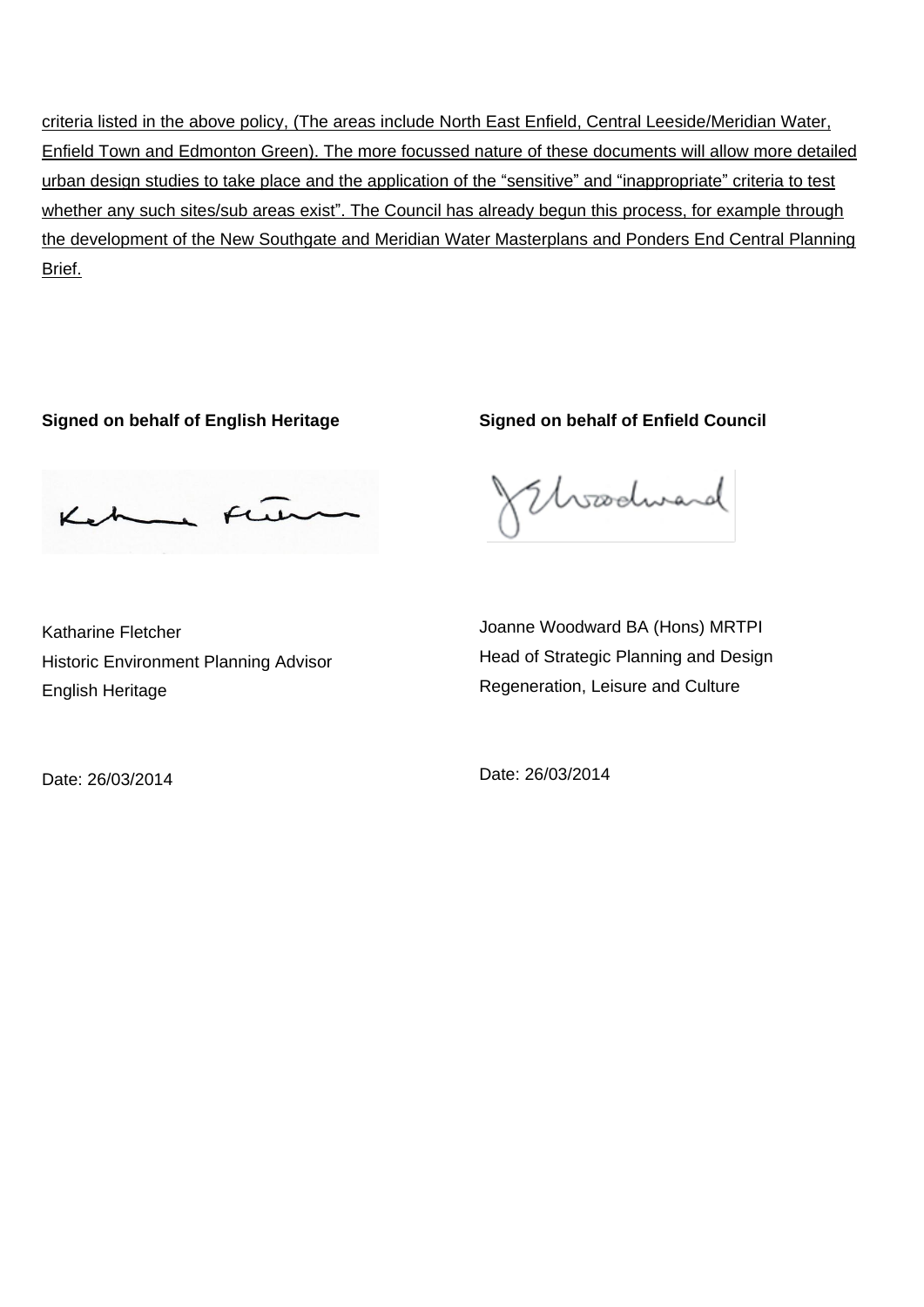criteria listed in the above policy, (The areas include North East Enfield, Central Leeside/Meridian Water, Enfield Town and Edmonton Green). The more focussed nature of these documents will allow more detailed urban design studies to take place and the application of the "sensitive" and "inappropriate" criteria to test whether any such sites/sub areas exist". The Council has already begun this process, for example through the development of the New Southgate and Meridian Water Masterplans and Ponders End Central Planning Brief.

**Signed on behalf of English Heritage**

Katharine Fletcher
Historic Environment Planning Advisor
English Heritage

Date: 26/03/2014

**Signed on behalf of Enfield Council**

Joanne Woodward BA (Hons) MRTPI
Head of Strategic Planning and Design
Regeneration, Leisure and Culture

Date: 26/03/2014